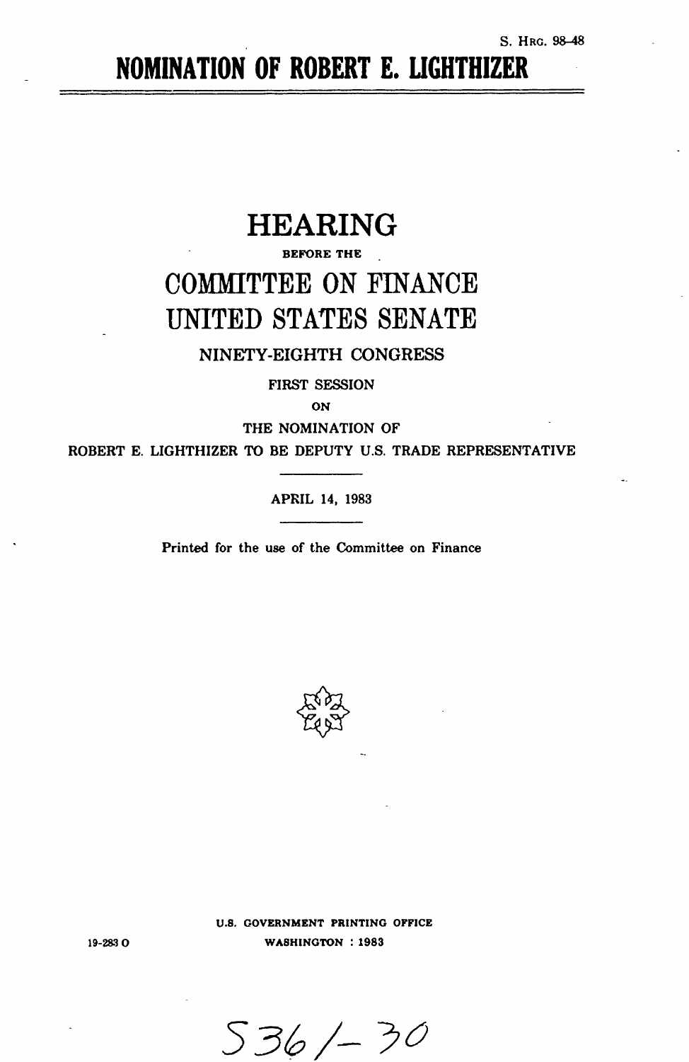S. HRG. 98-48

# NOMINATION OF ROBERT E. LIGHTHIZER

## HEARING

BEFORE THE

## COMMITTEE ON FINANCE
## UNITED STATES SENATE

NINETY-EIGHTH CONGRESS

FIRST SESSION

ON

THE NOMINATION OF

ROBERT E. LIGHTHIZER TO BE DEPUTY U.S. TRADE REPRESENTATIVE

---

APRIL 14, 1983

---

Printed for the use of the Committee on Finance

U.S. GOVERNMENT PRINTING OFFICE
WASHINGTON : 1983

19-283 O

S 361-30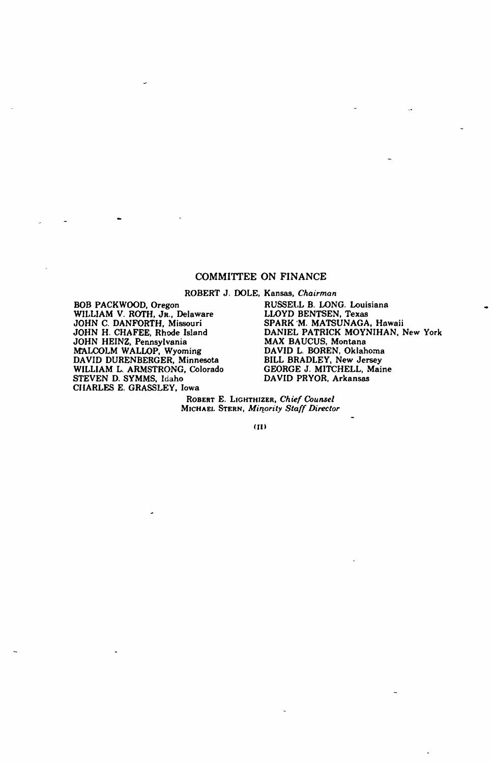## COMMITTEE ON FINANCE

ROBERT J. DOLE, Kansas, *Chairman*

BOB PACKWOOD, Oregon
WILLIAM V. ROTH, JR., Delaware
JOHN C. DANFORTH, Missouri
JOHN H. CHAFEE, Rhode Island
JOHN HEINZ, Pennsylvania
MALCOLM WALLOP, Wyoming
DAVID DURENBERGER, Minnesota
WILLIAM L. ARMSTRONG, Colorado
STEVEN D. SYMMS, Idaho
CHARLES E. GRASSLEY, Iowa

RUSSELL B. LONG, Louisiana
LLOYD BENTSEN, Texas
SPARK M. MATSUNAGA, Hawaii
DANIEL PATRICK MOYNIHAN, New York
MAX BAUCUS, Montana
DAVID L. BOREN, Oklahoma
BILL BRADLEY, New Jersey
GEORGE J. MITCHELL, Maine
DAVID PRYOR, Arkansas

ROBERT E. LIGHTHIZER, *Chief Counsel*
MICHAEL STERN, *Minority Staff Director*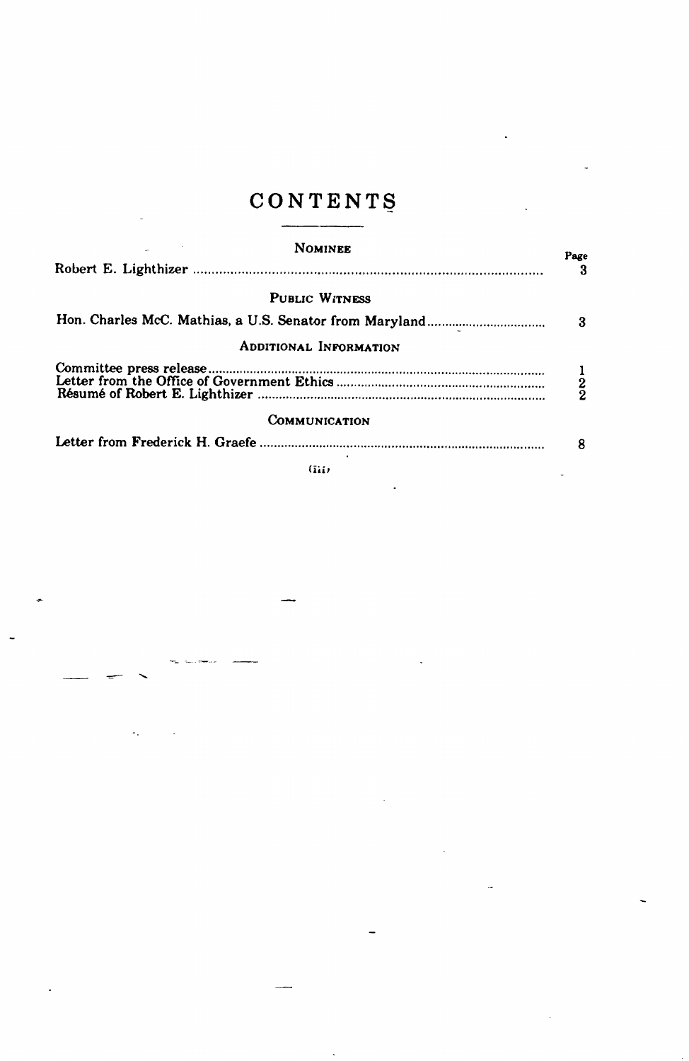# CONTENTS

| NOMINEE | Page |
|---|---|
| Robert E. Lighthizer | 3 |
| **PUBLIC WITNESS** | |
| Hon. Charles McC. Mathias, a U.S. Senator from Maryland | 3 |
| **ADDITIONAL INFORMATION** | |
| Committee press release | 1 |
| Letter from the Office of Government Ethics | 2 |
| Résumé of Robert E. Lighthizer | 2 |
| **COMMUNICATION** | |
| Letter from Frederick H. Graefe | 8 |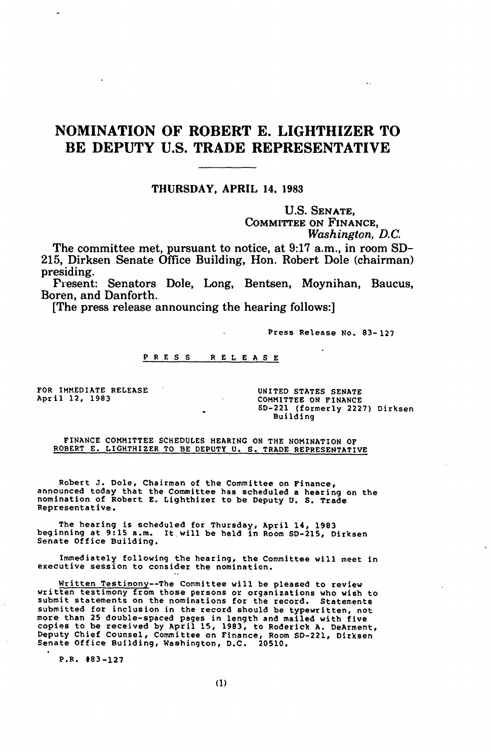# NOMINATION OF ROBERT E. LIGHTHIZER TO BE DEPUTY U.S. TRADE REPRESENTATIVE

---

**THURSDAY, APRIL 14, 1983**

U.S. SENATE,
COMMITTEE ON FINANCE,
*Washington, D.C.*

The committee met, pursuant to notice, at 9:17 a.m., in room SD-215, Dirksen Senate Office Building, Hon. Robert Dole (chairman) presiding.

Present: Senators Dole, Long, Bentsen, Moynihan, Baucus, Boren, and Danforth.

[The press release announcing the hearing follows:]

Press Release No. 83-127

PRESS RELEASE

FOR IMMEDIATE RELEASE
April 12, 1983

UNITED STATES SENATE
COMMITTEE ON FINANCE
SD-221 (formerly 2227) Dirksen Building

FINANCE COMMITTEE SCHEDULES HEARING ON THE NOMINATION OF ROBERT E. LIGHTHIZER TO BE DEPUTY U. S. TRADE REPRESENTATIVE

Robert J. Dole, Chairman of the Committee on Finance, announced today that the Committee has scheduled a hearing on the nomination of Robert E. Lighthizer to be Deputy U. S. Trade Representative.

The hearing is scheduled for Thursday, April 14, 1983 beginning at 9:15 a.m. It will be held in Room SD-215, Dirksen Senate Office Building.

Immediately following the hearing, the Committee will meet in executive session to consider the nomination.

Written Testimony--The Committee will be pleased to review written testimony from those persons or organizations who wish to submit statements on the nominations for the record. Statements submitted for inclusion in the record should be typewritten, not more than 25 double-spaced pages in length and mailed with five copies to be received by April 15, 1983, to Roderick A. DeArment, Deputy Chief Counsel, Committee on Finance, Room SD-221, Dirksen Senate Office Building, Washington, D.C. 20510.

P.R. #83-127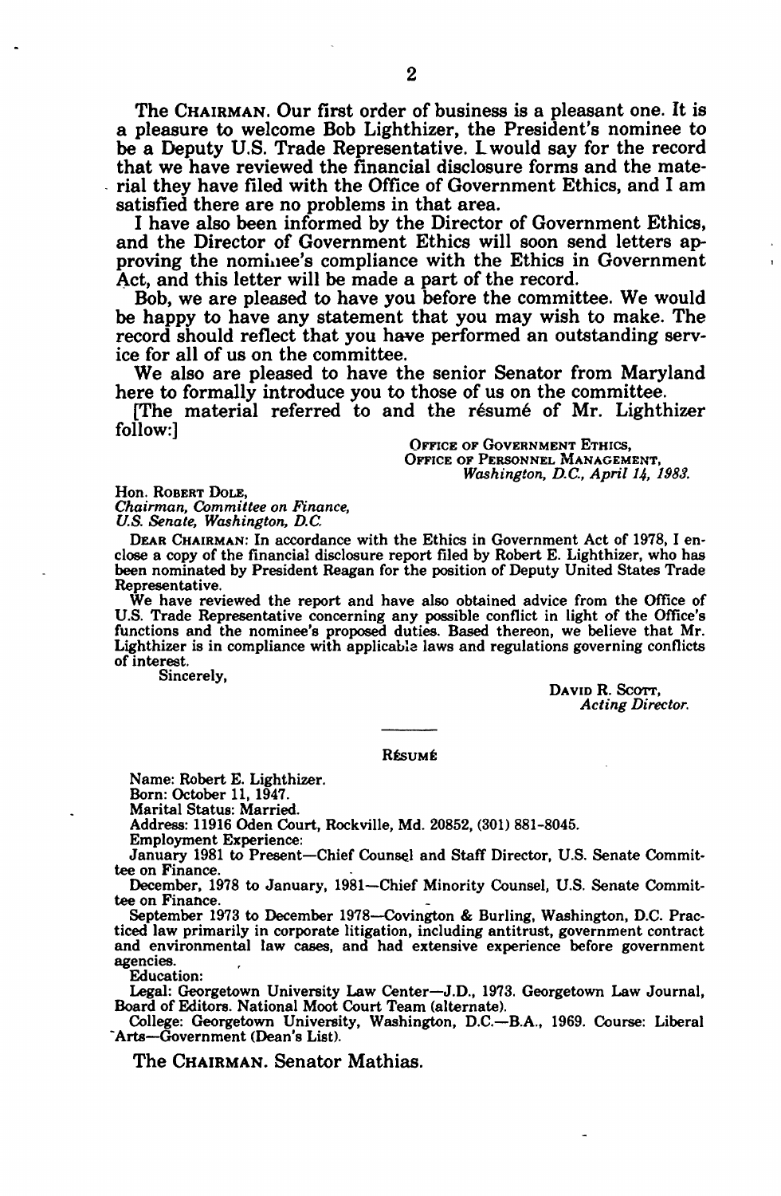The CHAIRMAN. Our first order of business is a pleasant one. It is a pleasure to welcome Bob Lighthizer, the President's nominee to be a Deputy U.S. Trade Representative. I would say for the record that we have reviewed the financial disclosure forms and the material they have filed with the Office of Government Ethics, and I am satisfied there are no problems in that area.

I have also been informed by the Director of Government Ethics, and the Director of Government Ethics will soon send letters approving the nominee's compliance with the Ethics in Government Act, and this letter will be made a part of the record.

Bob, we are pleased to have you before the committee. We would be happy to have any statement that you may wish to make. The record should reflect that you have performed an outstanding service for all of us on the committee.

We also are pleased to have the senior Senator from Maryland here to formally introduce you to those of us on the committee.

[The material referred to and the résumé of Mr. Lighthizer follow:]

OFFICE OF GOVERNMENT ETHICS,
OFFICE OF PERSONNEL MANAGEMENT,
*Washington, D.C., April 14, 1983.*

Hon. ROBERT DOLE,
*Chairman, Committee on Finance,*
*U.S. Senate, Washington, D.C.*

DEAR CHAIRMAN: In accordance with the Ethics in Government Act of 1978, I enclose a copy of the financial disclosure report filed by Robert E. Lighthizer, who has been nominated by President Reagan for the position of Deputy United States Trade Representative.

We have reviewed the report and have also obtained advice from the Office of U.S. Trade Representative concerning any possible conflict in light of the Office's functions and the nominee's proposed duties. Based thereon, we believe that Mr. Lighthizer is in compliance with applicable laws and regulations governing conflicts of interest.

Sincerely,

DAVID R. SCOTT,
*Acting Director.*

---

RÉSUMÉ

Name: Robert E. Lighthizer.

Born: October 11, 1947.

Marital Status: Married.

Address: 11916 Oden Court, Rockville, Md. 20852, (301) 881-8045.

Employment Experience:

January 1981 to Present—Chief Counsel and Staff Director, U.S. Senate Committee on Finance.

December, 1978 to January, 1981—Chief Minority Counsel, U.S. Senate Committee on Finance.

September 1973 to December 1978—Covington & Burling, Washington, D.C. Practiced law primarily in corporate litigation, including antitrust, government contract and environmental law cases, and had extensive experience before government agencies.

Education:

Legal: Georgetown University Law Center—J.D., 1973. Georgetown Law Journal, Board of Editors. National Moot Court Team (alternate).

College: Georgetown University, Washington, D.C.—B.A., 1969. Course: Liberal Arts—Government (Dean's List).

The CHAIRMAN. Senator Mathias.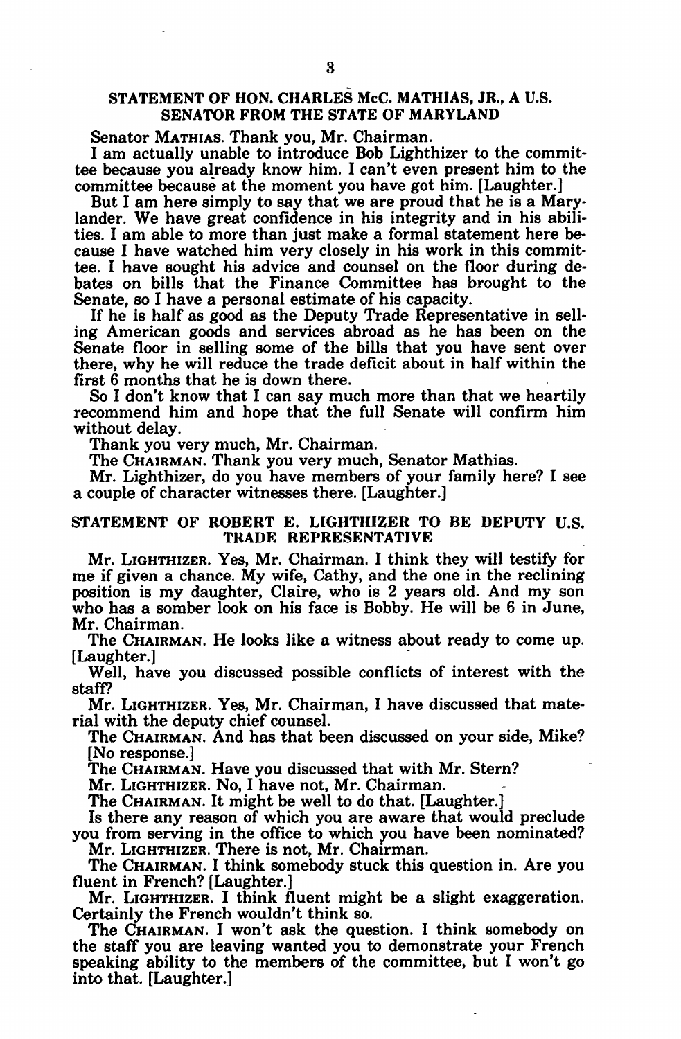## STATEMENT OF HON. CHARLES McC. MATHIAS, JR., A U.S. SENATOR FROM THE STATE OF MARYLAND

Senator MATHIAS. Thank you, Mr. Chairman.

I am actually unable to introduce Bob Lighthizer to the committee because you already know him. I can't even present him to the committee because at the moment you have got him. [Laughter.]

But I am here simply to say that we are proud that he is a Marylander. We have great confidence in his integrity and in his abilities. I am able to more than just make a formal statement here because I have watched him very closely in his work in this committee. I have sought his advice and counsel on the floor during debates on bills that the Finance Committee has brought to the Senate, so I have a personal estimate of his capacity.

If he is half as good as the Deputy Trade Representative in selling American goods and services abroad as he has been on the Senate floor in selling some of the bills that you have sent over there, why he will reduce the trade deficit about in half within the first 6 months that he is down there.

So I don't know that I can say much more than that we heartily recommend him and hope that the full Senate will confirm him without delay.

Thank you very much, Mr. Chairman.

The CHAIRMAN. Thank you very much, Senator Mathias.

Mr. Lighthizer, do you have members of your family here? I see a couple of character witnesses there. [Laughter.]

## STATEMENT OF ROBERT E. LIGHTHIZER TO BE DEPUTY U.S. TRADE REPRESENTATIVE

Mr. LIGHTHIZER. Yes, Mr. Chairman. I think they will testify for me if given a chance. My wife, Cathy, and the one in the reclining position is my daughter, Claire, who is 2 years old. And my son who has a somber look on his face is Bobby. He will be 6 in June, Mr. Chairman.

The CHAIRMAN. He looks like a witness about ready to come up. [Laughter.]

Well, have you discussed possible conflicts of interest with the staff?

Mr. LIGHTHIZER. Yes, Mr. Chairman, I have discussed that material with the deputy chief counsel.

The CHAIRMAN. And has that been discussed on your side, Mike? [No response.]

The CHAIRMAN. Have you discussed that with Mr. Stern?

Mr. LIGHTHIZER. No, I have not, Mr. Chairman.

The CHAIRMAN. It might be well to do that. [Laughter.]

Is there any reason of which you are aware that would preclude you from serving in the office to which you have been nominated?

Mr. LIGHTHIZER. There is not, Mr. Chairman.

The CHAIRMAN. I think somebody stuck this question in. Are you fluent in French? [Laughter.]

Mr. LIGHTHIZER. I think fluent might be a slight exaggeration. Certainly the French wouldn't think so.

The CHAIRMAN. I won't ask the question. I think somebody on the staff you are leaving wanted you to demonstrate your French speaking ability to the members of the committee, but I won't go into that. [Laughter.]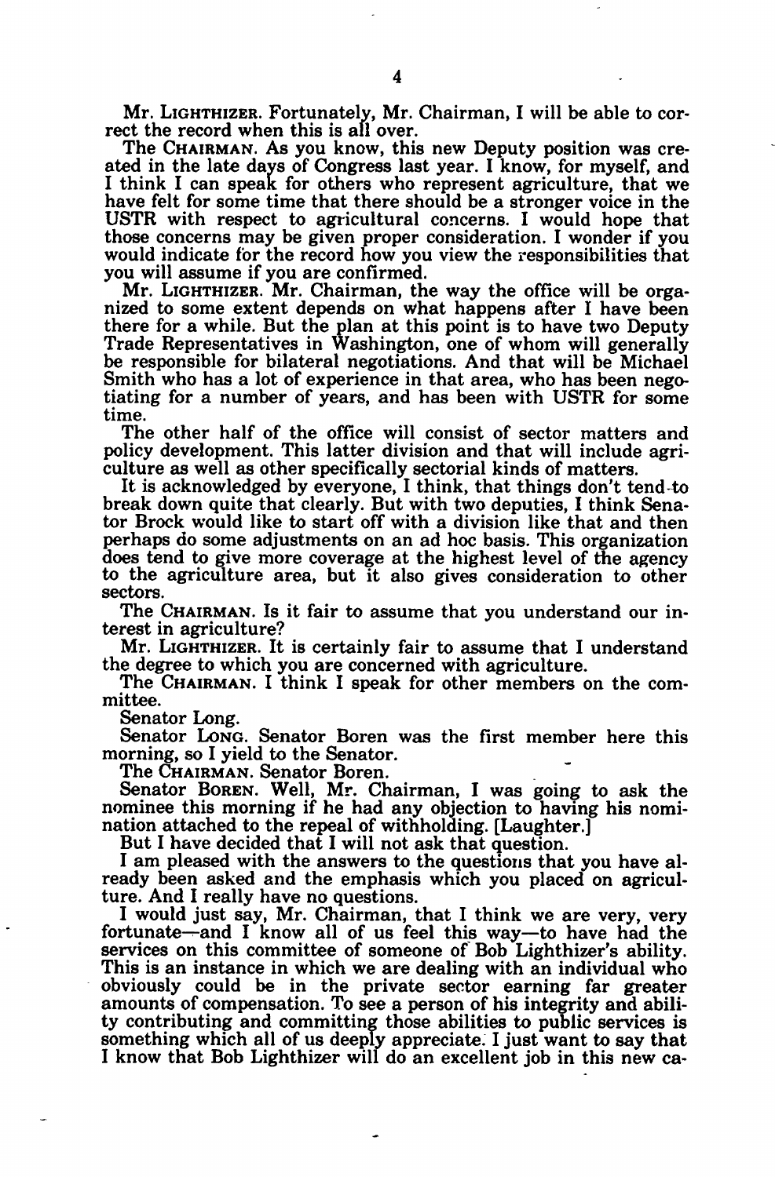Mr. LIGHTHIZER. Fortunately, Mr. Chairman, I will be able to correct the record when this is all over.

The CHAIRMAN. As you know, this new Deputy position was created in the late days of Congress last year. I know, for myself, and I think I can speak for others who represent agriculture, that we have felt for some time that there should be a stronger voice in the USTR with respect to agricultural concerns. I would hope that those concerns may be given proper consideration. I wonder if you would indicate for the record how you view the responsibilities that you will assume if you are confirmed.

Mr. LIGHTHIZER. Mr. Chairman, the way the office will be organized to some extent depends on what happens after I have been there for a while. But the plan at this point is to have two Deputy Trade Representatives in Washington, one of whom will generally be responsible for bilateral negotiations. And that will be Michael Smith who has a lot of experience in that area, who has been negotiating for a number of years, and has been with USTR for some time.

The other half of the office will consist of sector matters and policy development. This latter division and that will include agriculture as well as other specifically sectorial kinds of matters.

It is acknowledged by everyone, I think, that things don't tend to break down quite that clearly. But with two deputies, I think Senator Brock would like to start off with a division like that and then perhaps do some adjustments on an ad hoc basis. This organization does tend to give more coverage at the highest level of the agency to the agriculture area, but it also gives consideration to other sectors.

The CHAIRMAN. Is it fair to assume that you understand our interest in agriculture?

Mr. LIGHTHIZER. It is certainly fair to assume that I understand the degree to which you are concerned with agriculture.

The CHAIRMAN. I think I speak for other members on the committee.

Senator Long.

Senator LONG. Senator Boren was the first member here this morning, so I yield to the Senator.

The CHAIRMAN. Senator Boren.

Senator BOREN. Well, Mr. Chairman, I was going to ask the nominee this morning if he had any objection to having his nomination attached to the repeal of withholding. [Laughter.]

But I have decided that I will not ask that question.

I am pleased with the answers to the questions that you have already been asked and the emphasis which you placed on agriculture. And I really have no questions.

I would just say, Mr. Chairman, that I think we are very, very fortunate—and I know all of us feel this way—to have had the services on this committee of someone of Bob Lighthizer's ability. This is an instance in which we are dealing with an individual who obviously could be in the private sector earning far greater amounts of compensation. To see a person of his integrity and ability contributing and committing those abilities to public services is something which all of us deeply appreciate. I just want to say that I know that Bob Lighthizer will do an excellent job in this new ca-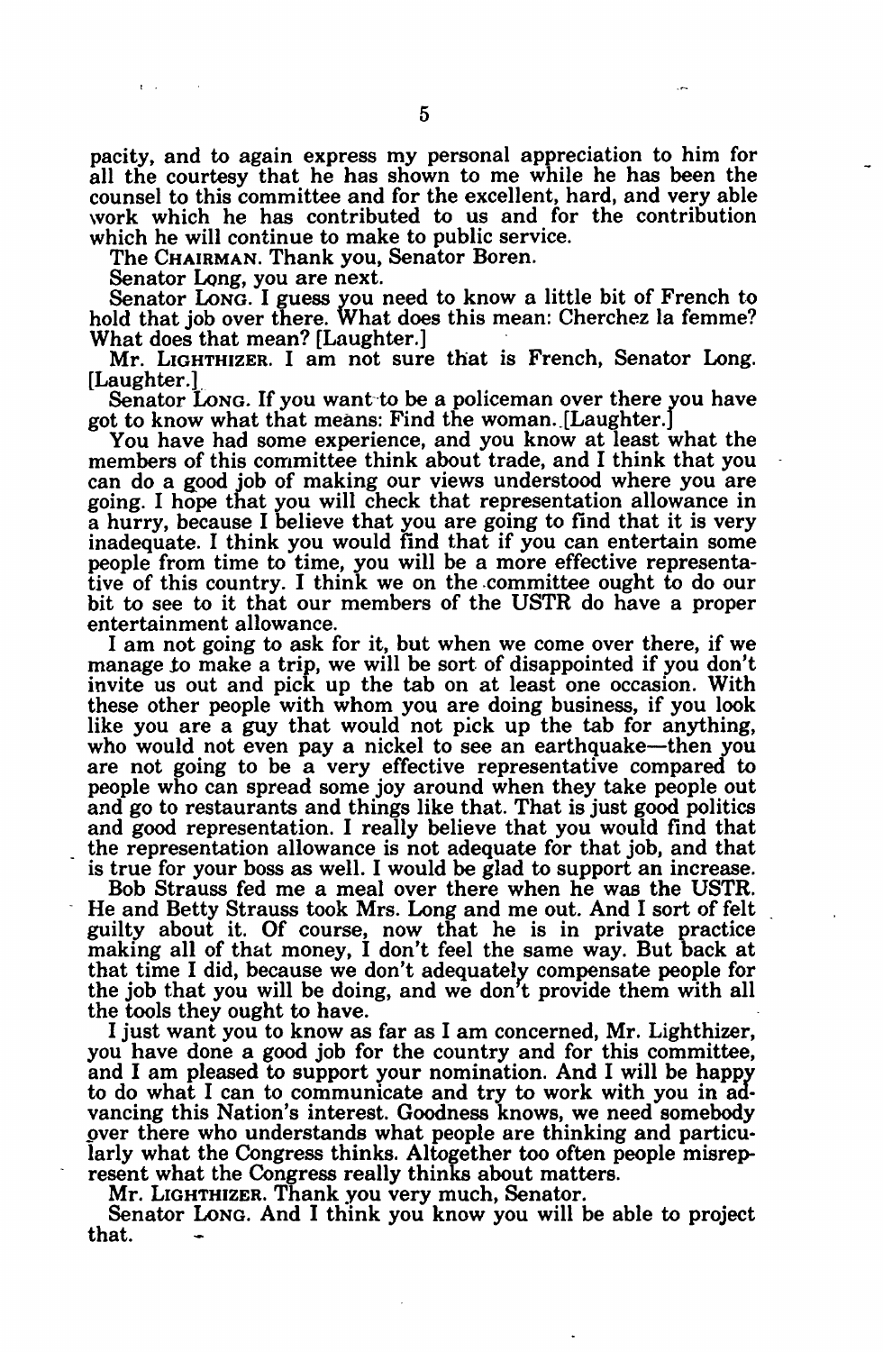pacity, and to again express my personal appreciation to him for all the courtesy that he has shown to me while he has been the counsel to this committee and for the excellent, hard, and very able work which he has contributed to us and for the contribution which he will continue to make to public service.

The CHAIRMAN. Thank you, Senator Boren.

Senator Long, you are next.

Senator LONG. I guess you need to know a little bit of French to hold that job over there. What does this mean: Cherchez la femme? What does that mean? [Laughter.]

Mr. LIGHTHIZER. I am not sure that is French, Senator Long. [Laughter.]

Senator LONG. If you want to be a policeman over there you have got to know what that means: Find the woman. [Laughter.]

You have had some experience, and you know at least what the members of this committee think about trade, and I think that you can do a good job of making our views understood where you are going. I hope that you will check that representation allowance in a hurry, because I believe that you are going to find that it is very inadequate. I think you would find that if you can entertain some people from time to time, you will be a more effective representative of this country. I think we on the committee ought to do our bit to see to it that our members of the USTR do have a proper entertainment allowance.

I am not going to ask for it, but when we come over there, if we manage to make a trip, we will be sort of disappointed if you don't invite us out and pick up the tab on at least one occasion. With these other people with whom you are doing business, if you look like you are a guy that would not pick up the tab for anything, who would not even pay a nickel to see an earthquake—then you are not going to be a very effective representative compared to people who can spread some joy around when they take people out and go to restaurants and things like that. That is just good politics and good representation. I really believe that you would find that the representation allowance is not adequate for that job, and that is true for your boss as well. I would be glad to support an increase.

Bob Strauss fed me a meal over there when he was the USTR. He and Betty Strauss took Mrs. Long and me out. And I sort of felt guilty about it. Of course, now that he is in private practice making all of that money, I don't feel the same way. But back at that time I did, because we don't adequately compensate people for the job that you will be doing, and we don't provide them with all the tools they ought to have.

I just want you to know as far as I am concerned, Mr. Lighthizer, you have done a good job for the country and for this committee, and I am pleased to support your nomination. And I will be happy to do what I can to communicate and try to work with you in advancing this Nation's interest. Goodness knows, we need somebody over there who understands what people are thinking and particularly what the Congress thinks. Altogether too often people misrepresent what the Congress really thinks about matters.

Mr. LIGHTHIZER. Thank you very much, Senator.

Senator LONG. And I think you know you will be able to project that.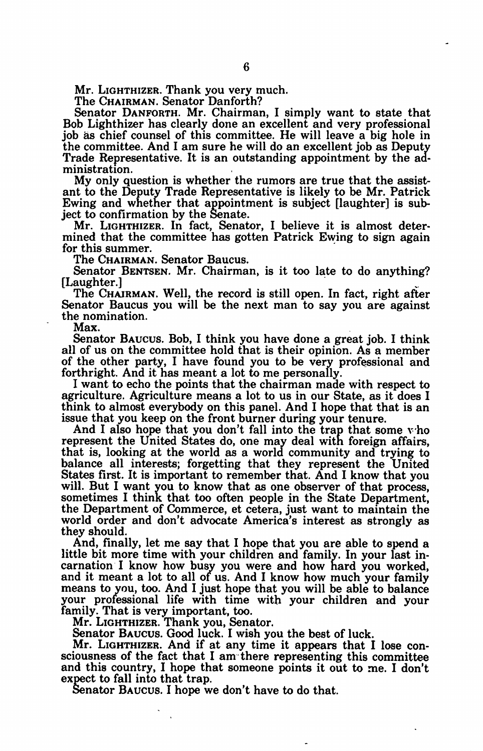Mr. LIGHTHIZER. Thank you very much.

The CHAIRMAN. Senator Danforth?

Senator DANFORTH. Mr. Chairman, I simply want to state that Bob Lighthizer has clearly done an excellent and very professional job as chief counsel of this committee. He will leave a big hole in the committee. And I am sure he will do an excellent job as Deputy Trade Representative. It is an outstanding appointment by the administration.

My only question is whether the rumors are true that the assistant to the Deputy Trade Representative is likely to be Mr. Patrick Ewing and whether that appointment is subject [laughter] is subject to confirmation by the Senate.

Mr. LIGHTHIZER. In fact, Senator, I believe it is almost determined that the committee has gotten Patrick Ewing to sign again for this summer.

The CHAIRMAN. Senator Baucus.

Senator BENTSEN. Mr. Chairman, is it too late to do anything? [Laughter.]

The CHAIRMAN. Well, the record is still open. In fact, right after Senator Baucus you will be the next man to say you are against the nomination.

Max.

Senator BAUCUS. Bob, I think you have done a great job. I think all of us on the committee hold that is their opinion. As a member of the other party, I have found you to be very professional and forthright. And it has meant a lot to me personally.

I want to echo the points that the chairman made with respect to agriculture. Agriculture means a lot to us in our State, as it does I think to almost everybody on this panel. And I hope that that is an issue that you keep on the front burner during your tenure.

And I also hope that you don't fall into the trap that some who represent the United States do, one may deal with foreign affairs, that is, looking at the world as a world community and trying to balance all interests; forgetting that they represent the United States first. It is important to remember that. And I know that you will. But I want you to know that as one observer of that process, sometimes I think that too often people in the State Department, the Department of Commerce, et cetera, just want to maintain the world order and don't advocate America's interest as strongly as they should.

And, finally, let me say that I hope that you are able to spend a little bit more time with your children and family. In your last incarnation I know how busy you were and how hard you worked, and it meant a lot to all of us. And I know how much your family means to you, too. And I just hope that you will be able to balance your professional life with time with your children and your family. That is very important, too.

Mr. LIGHTHIZER. Thank you, Senator.

Senator BAUCUS. Good luck. I wish you the best of luck.

Mr. LIGHTHIZER. And if at any time it appears that I lose consciousness of the fact that I am there representing this committee and this country, I hope that someone points it out to me. I don't expect to fall into that trap.

Senator BAUCUS. I hope we don't have to do that.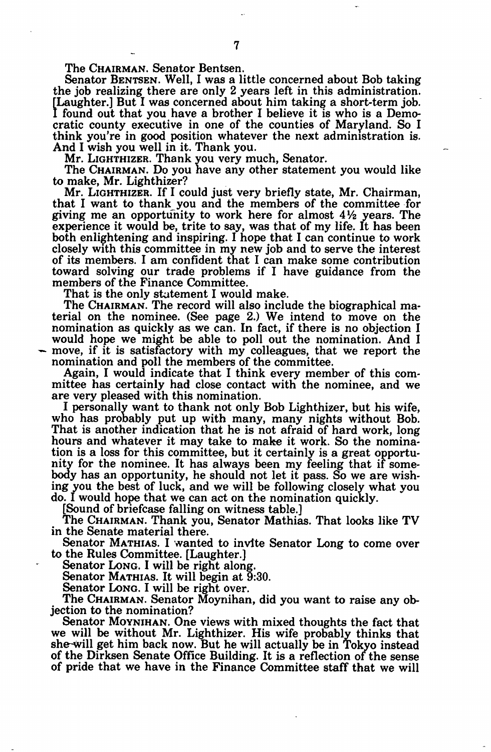The CHAIRMAN. Senator Bentsen.

Senator BENTSEN. Well, I was a little concerned about Bob taking the job realizing there are only 2 years left in this administration. [Laughter.] But I was concerned about him taking a short-term job. I found out that you have a brother I believe it is who is a Democratic county executive in one of the counties of Maryland. So I think you're in good position whatever the next administration is. And I wish you well in it. Thank you.

Mr. LIGHTHIZER. Thank you very much, Senator.

The CHAIRMAN. Do you have any other statement you would like to make, Mr. Lighthizer?

Mr. LIGHTHIZER. If I could just very briefly state, Mr. Chairman, that I want to thank you and the members of the committee for giving me an opportunity to work here for almost 4½ years. The experience it would be, trite to say, was that of my life. It has been both enlightening and inspiring. I hope that I can continue to work closely with this committee in my new job and to serve the interest of its members. I am confident that I can make some contribution toward solving our trade problems if I have guidance from the members of the Finance Committee.

That is the only statement I would make.

The CHAIRMAN. The record will also include the biographical material on the nominee. (See page 2.) We intend to move on the nomination as quickly as we can. In fact, if there is no objection I would hope we might be able to poll out the nomination. And I move, if it is satisfactory with my colleagues, that we report the nomination and poll the members of the committee.

Again, I would indicate that I think every member of this committee has certainly had close contact with the nominee, and we are very pleased with this nomination.

I personally want to thank not only Bob Lighthizer, but his wife, who has probably put up with many, many nights without Bob. That is another indication that he is not afraid of hard work, long hours and whatever it may take to make it work. So the nomination is a loss for this committee, but it certainly is a great opportunity for the nominee. It has always been my feeling that if somebody has an opportunity, he should not let it pass. So we are wishing you the best of luck, and we will be following closely what you do. I would hope that we can act on the nomination quickly.

[Sound of briefcase falling on witness table.]

The CHAIRMAN. Thank you, Senator Mathias. That looks like TV in the Senate material there.

Senator MATHIAS. I wanted to invite Senator Long to come over to the Rules Committee. [Laughter.]

Senator LONG. I will be right along.

Senator MATHIAS. It will begin at 9:30.

Senator LONG. I will be right over.

The CHAIRMAN. Senator Moynihan, did you want to raise any objection to the nomination?

Senator MOYNIHAN. One views with mixed thoughts the fact that we will be without Mr. Lighthizer. His wife probably thinks that she will get him back now. But he will actually be in Tokyo instead of the Dirksen Senate Office Building. It is a reflection of the sense of pride that we have in the Finance Committee staff that we will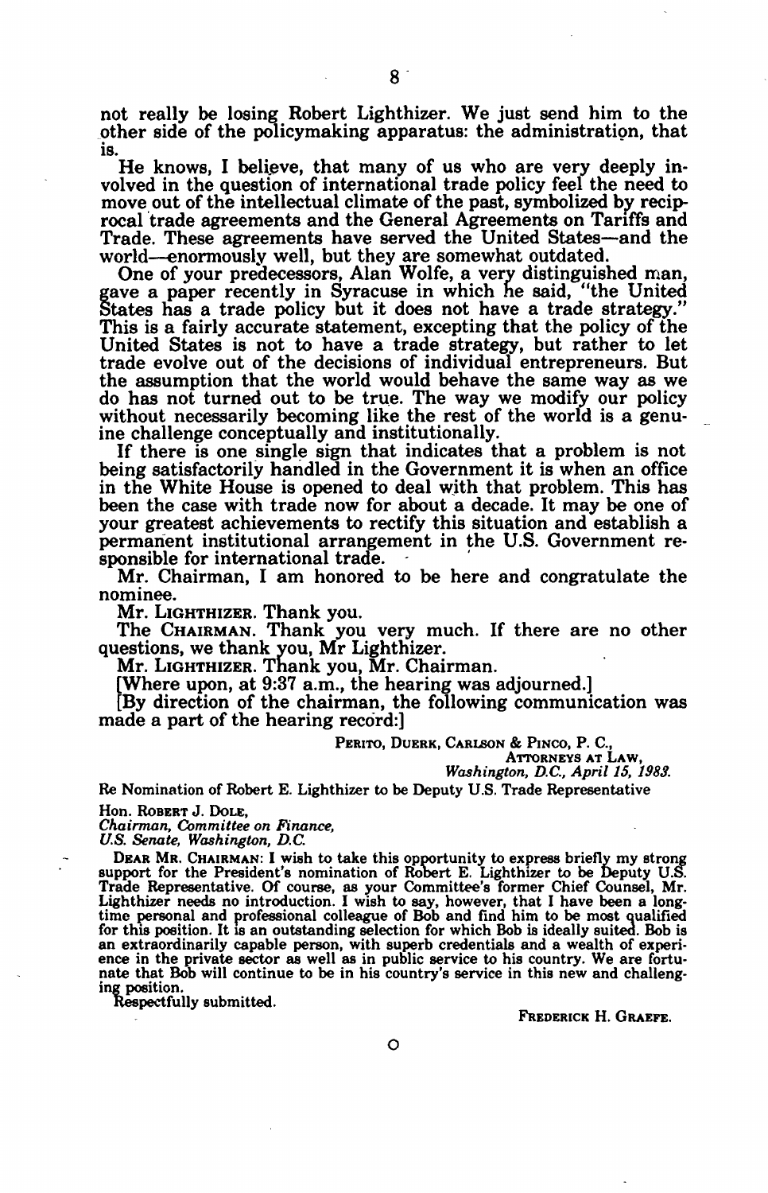not really be losing Robert Lighthizer. We just send him to the other side of the policymaking apparatus: the administration, that is.

He knows, I believe, that many of us who are very deeply involved in the question of international trade policy feel the need to move out of the intellectual climate of the past, symbolized by reciprocal trade agreements and the General Agreements on Tariffs and Trade. These agreements have served the United States—and the world—enormously well, but they are somewhat outdated.

One of your predecessors, Alan Wolfe, a very distinguished man, gave a paper recently in Syracuse in which he said, "the United States has a trade policy but it does not have a trade strategy." This is a fairly accurate statement, excepting that the policy of the United States is not to have a trade strategy, but rather to let trade evolve out of the decisions of individual entrepreneurs. But the assumption that the world would behave the same way as we do has not turned out to be true. The way we modify our policy without necessarily becoming like the rest of the world is a genuine challenge conceptually and institutionally.

If there is one single sign that indicates that a problem is not being satisfactorily handled in the Government it is when an office in the White House is opened to deal with that problem. This has been the case with trade now for about a decade. It may be one of your greatest achievements to rectify this situation and establish a permanent institutional arrangement in the U.S. Government responsible for international trade.

Mr. Chairman, I am honored to be here and congratulate the nominee.

Mr. LIGHTHIZER. Thank you.

The CHAIRMAN. Thank you very much. If there are no other questions, we thank you, Mr Lighthizer.

Mr. LIGHTHIZER. Thank you, Mr. Chairman.

[Where upon, at 9:37 a.m., the hearing was adjourned.]

[By direction of the chairman, the following communication was made a part of the hearing record:]

PERITO, DUERK, CARLSON & PINCO, P. C.,
ATTORNEYS AT LAW,
*Washington, D.C., April 15, 1983.*

Re Nomination of Robert E. Lighthizer to be Deputy U.S. Trade Representative

Hon. ROBERT J. DOLE,
*Chairman, Committee on Finance,*
*U.S. Senate, Washington, D.C.*

DEAR MR. CHAIRMAN: I wish to take this opportunity to express briefly my strong support for the President's nomination of Robert E. Lighthizer to be Deputy U.S. Trade Representative. Of course, as your Committee's former Chief Counsel, Mr. Lighthizer needs no introduction. I wish to say, however, that I have been a longtime personal and professional colleague of Bob and find him to be most qualified for this position. It is an outstanding selection for which Bob is ideally suited. Bob is an extraordinarily capable person, with superb credentials and a wealth of experience in the private sector as well as in public service to his country. We are fortunate that Bob will continue to be in his country's service in this new and challenging position.

Respectfully submitted.

FREDERICK H. GRAEFE.